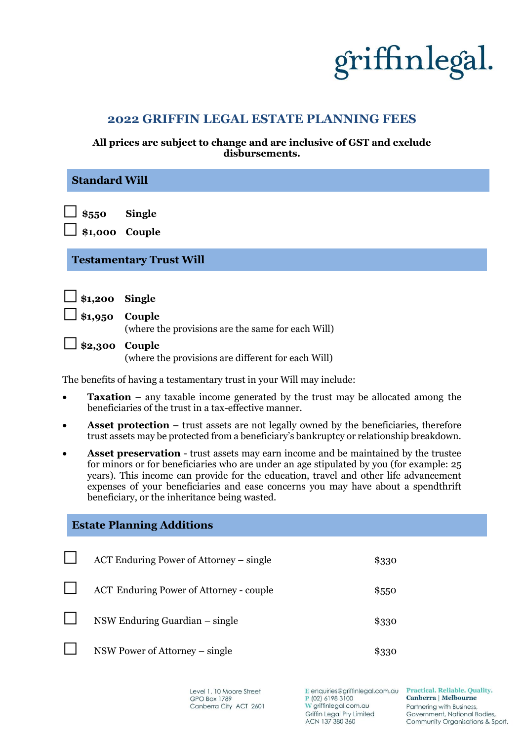griffinlegal.

# 2022 GRIFFIN LEGAL ESTATE PLANNING FEES

**All prices are subject to change and are inclusive of GST and exclude disbursements.**

## Standard Will

- ☐ **$550** **Single**
- ☐ **$1,000** **Couple**

## Testamentary Trust Will

- ☐ **$1,200** **Single**
- ☐ **$1,950** **Couple**
  (where the provisions are the same for each Will)
- ☐ **$2,300** **Couple**
  (where the provisions are different for each Will)

The benefits of having a testamentary trust in your Will may include:

- **Taxation** – any taxable income generated by the trust may be allocated among the beneficiaries of the trust in a tax-effective manner.
- **Asset protection** – trust assets are not legally owned by the beneficiaries, therefore trust assets may be protected from a beneficiary's bankruptcy or relationship breakdown.
- **Asset preservation** - trust assets may earn income and be maintained by the trustee for minors or for beneficiaries who are under an age stipulated by you (for example: 25 years). This income can provide for the education, travel and other life advancement expenses of your beneficiaries and ease concerns you may have about a spendthrift beneficiary, or the inheritance being wasted.

## Estate Planning Additions

| | | |
|---|---|---|
| ☐ | ACT Enduring Power of Attorney – single | $330 |
| ☐ | ACT Enduring Power of Attorney - couple | $550 |
| ☐ | NSW Enduring Guardian – single | $330 |
| ☐ | NSW Power of Attorney – single | $330 |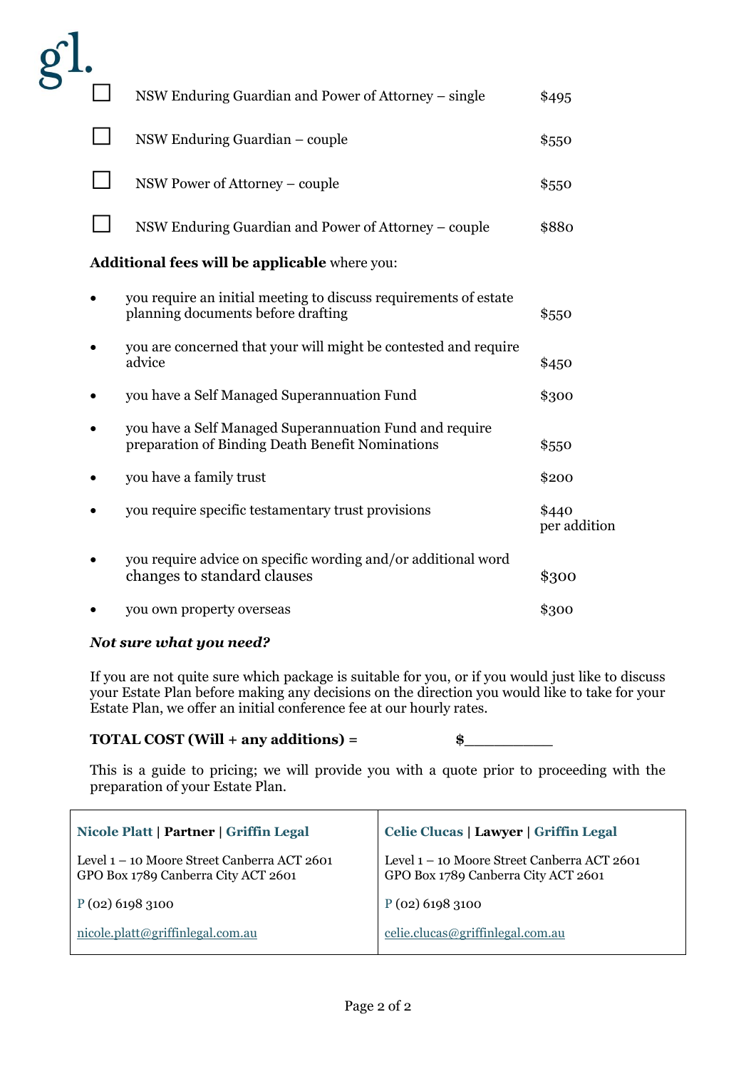| | | |
|---|---|---|
| ☐ | NSW Enduring Guardian and Power of Attorney – single | $495 |
| ☐ | NSW Enduring Guardian – couple | $550 |
| ☐ | NSW Power of Attorney – couple | $550 |
| ☐ | NSW Enduring Guardian and Power of Attorney – couple | $880 |

**Additional fees will be applicable** where you:

| | |
|---|---|
| • you require an initial meeting to discuss requirements of estate planning documents before drafting | $550 |
| • you are concerned that your will might be contested and require advice | $450 |
| • you have a Self Managed Superannuation Fund | $300 |
| • you have a Self Managed Superannuation Fund and require preparation of Binding Death Benefit Nominations | $550 |
| • you have a family trust | $200 |
| • you require specific testamentary trust provisions | $440 per addition |
| • you require advice on specific wording and/or additional word changes to standard clauses | $300 |
| • you own property overseas | $300 |

***Not sure what you need?***

If you are not quite sure which package is suitable for you, or if you would just like to discuss your Estate Plan before making any decisions on the direction you would like to take for your Estate Plan, we offer an initial conference fee at our hourly rates.

**TOTAL COST (Will + any additions) = $__________**

This is a guide to pricing; we will provide you with a quote prior to proceeding with the preparation of your Estate Plan.

| | |
|---|---|
| **Nicole Platt \| Partner \| Griffin Legal** | **Celie Clucas \| Lawyer \| Griffin Legal** |
| Level 1 – 10 Moore Street Canberra ACT 2601<br>GPO Box 1789 Canberra City ACT 2601 | Level 1 – 10 Moore Street Canberra ACT 2601<br>GPO Box 1789 Canberra City ACT 2601 |
| P (02) 6198 3100 | P (02) 6198 3100 |
| nicole.platt@griffinlegal.com.au | celie.clucas@griffinlegal.com.au |